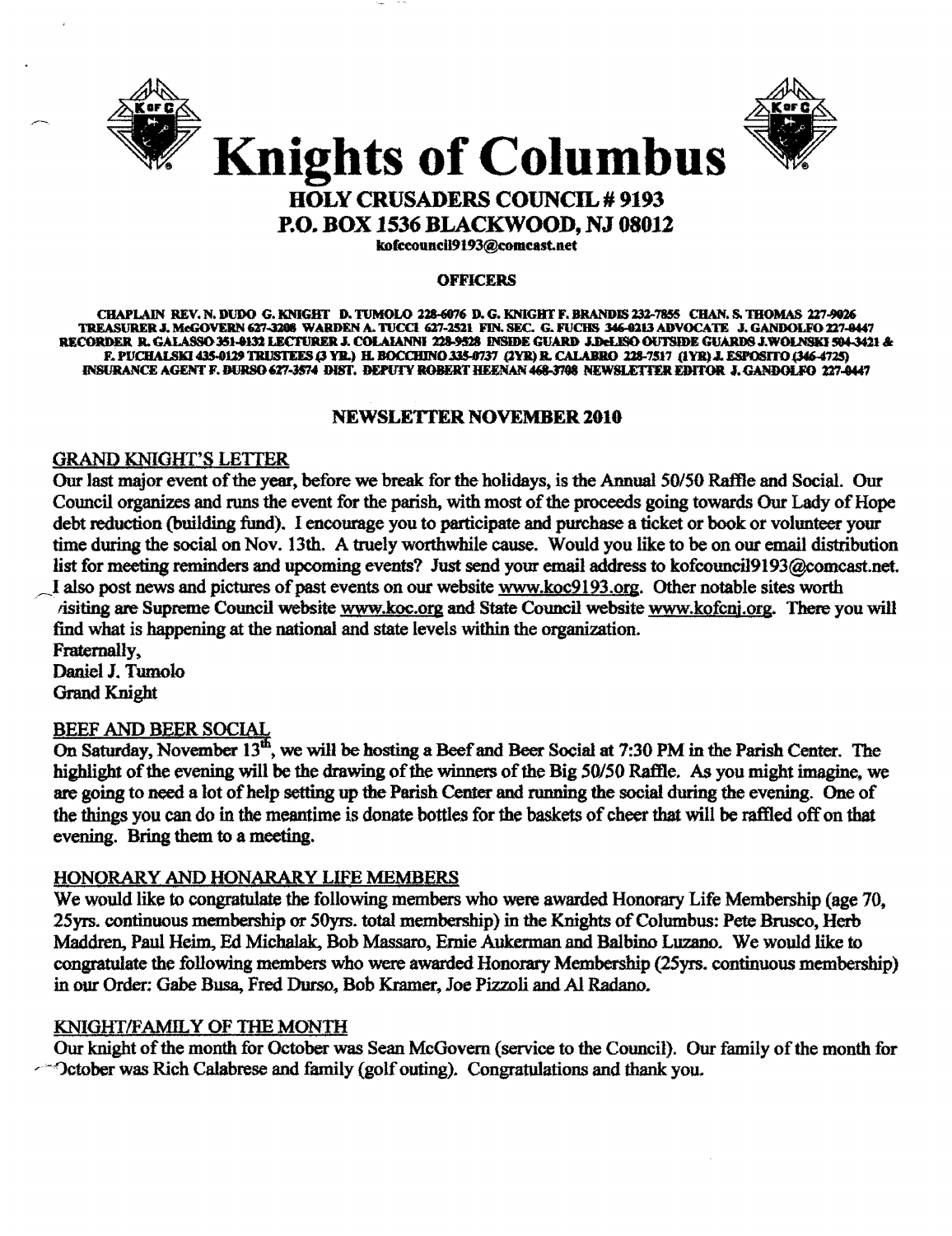# Knights of Columbus

## HOLY CRUSADERS COUNCIL # 9193
## P.O. BOX 1536 BLACKWOOD, NJ 08012

kofccouncil9193@comcast.net

**OFFICERS**

**CHAPLAIN REV. N. DUDO G. KNIGHT D. TUMOLO 228-6076 D. G. KNIGHT F. BRANDIS 232-7855 CHAN. S. THOMAS 227-9026 TREASURER J. McGOVERN 627-3208 WARDEN A. TUCCI 627-2521 FIN. SEC. G. FUCHS 346-0213 ADVOCATE J. GANDOLFO 227-0447 RECORDER R. GALASSO 351-0132 LECTURER J. COLAIANNI 228-9528 INSIDE GUARD J.DeLISO OUTSIDE GUARDS J.WOLNSKI 504-3421 & F. PUCHALSKI 435-0129 TRUSTEES (3 YR.) H. BOCCHINO 335-0737 (2YR) R. CALABRO 228-7517 (1YR) J. ESPOSITO (346-4725) INSURANCE AGENT F. DURSO 627-3574 DIST. DEPUTY ROBERT HEENAN 468-3708 NEWSLETTER EDITOR J. GANDOLFO 227-0447**

### NEWSLETTER NOVEMBER 2010

#### GRAND KNIGHT'S LETTER

Our last major event of the year, before we break for the holidays, is the Annual 50/50 Raffle and Social. Our Council organizes and runs the event for the parish, with most of the proceeds going towards Our Lady of Hope debt reduction (building fund). I encourage you to participate and purchase a ticket or book or volunteer your time during the social on Nov. 13th. A truely worthwhile cause. Would you like to be on our email distribution list for meeting reminders and upcoming events? Just send your email address to kofcouncil9193@comcast.net. I also post news and pictures of past events on our website www.koc9193.org. Other notable sites worth visiting are Supreme Council website www.koc.org and State Council website www.kofcnj.org. There you will find what is happening at the national and state levels within the organization.

Fraternally,
Daniel J. Tumolo
Grand Knight

#### BEEF AND BEER SOCIAL

On Saturday, November 13th, we will be hosting a Beef and Beer Social at 7:30 PM in the Parish Center. The highlight of the evening will be the drawing of the winners of the Big 50/50 Raffle. As you might imagine, we are going to need a lot of help setting up the Parish Center and running the social during the evening. One of the things you can do in the meantime is donate bottles for the baskets of cheer that will be raffled off on that evening. Bring them to a meeting.

#### HONORARY AND HONARARY LIFE MEMBERS

We would like to congratulate the following members who were awarded Honorary Life Membership (age 70, 25yrs. continuous membership or 50yrs. total membership) in the Knights of Columbus: Pete Brusco, Herb Maddren, Paul Heim, Ed Michalak, Bob Massaro, Ernie Aukerman and Balbino Luzano. We would like to congratulate the following members who were awarded Honorary Membership (25yrs. continuous membership) in our Order: Gabe Busa, Fred Durso, Bob Kramer, Joe Pizzoli and Al Radano.

#### KNIGHT/FAMILY OF THE MONTH

Our knight of the month for October was Sean McGovern (service to the Council). Our family of the month for October was Rich Calabrese and family (golf outing). Congratulations and thank you.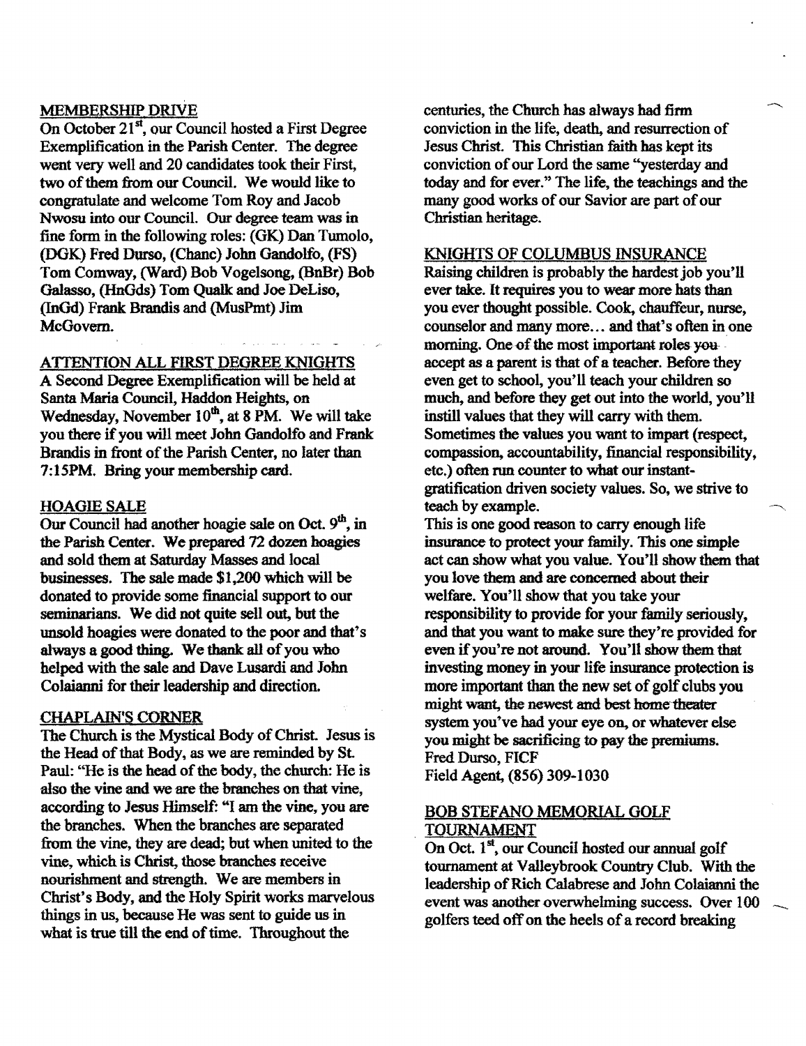## MEMBERSHIP DRIVE

On October 21st, our Council hosted a First Degree Exemplification in the Parish Center. The degree went very well and 20 candidates took their First, two of them from our Council. We would like to congratulate and welcome Tom Roy and Jacob Nwosu into our Council. Our degree team was in fine form in the following roles: (GK) Dan Tumolo, (DGK) Fred Durso, (Chanc) John Gandolfo, (FS) Tom Comway, (Ward) Bob Vogelsong, (BnBr) Bob Galasso, (HnGds) Tom Qualk and Joe DeLiso, (InGd) Frank Brandis and (MusPmt) Jim McGovern.

## ATTENTION ALL FIRST DEGREE KNIGHTS

A Second Degree Exemplification will be held at Santa Maria Council, Haddon Heights, on Wednesday, November 10th, at 8 PM. We will take you there if you will meet John Gandolfo and Frank Brandis in front of the Parish Center, no later than 7:15PM. Bring your membership card.

## HOAGIE SALE

Our Council had another hoagie sale on Oct. 9th, in the Parish Center. We prepared 72 dozen hoagies and sold them at Saturday Masses and local businesses. The sale made $1,200 which will be donated to provide some financial support to our seminarians. We did not quite sell out, but the unsold hoagies were donated to the poor and that's always a good thing. We thank all of you who helped with the sale and Dave Lusardi and John Colaianni for their leadership and direction.

## CHAPLAIN'S CORNER

The Church is the Mystical Body of Christ. Jesus is the Head of that Body, as we are reminded by St. Paul: "He is the head of the body, the church: He is also the vine and we are the branches on that vine, according to Jesus Himself: "I am the vine, you are the branches. When the branches are separated from the vine, they are dead; but when united to the vine, which is Christ, those branches receive nourishment and strength. We are members in Christ's Body, and the Holy Spirit works marvelous things in us, because He was sent to guide us in what is true till the end of time. Throughout the centuries, the Church has always had firm conviction in the life, death, and resurrection of Jesus Christ. This Christian faith has kept its conviction of our Lord the same "yesterday and today and for ever." The life, the teachings and the many good works of our Savior are part of our Christian heritage.

## KNIGHTS OF COLUMBUS INSURANCE

Raising children is probably the hardest job you'll ever take. It requires you to wear more hats than you ever thought possible. Cook, chauffeur, nurse, counselor and many more... and that's often in one morning. One of the most important roles you accept as a parent is that of a teacher. Before they even get to school, you'll teach your children so much, and before they get out into the world, you'll instill values that they will carry with them. Sometimes the values you want to impart (respect, compassion, accountability, financial responsibility, etc.) often run counter to what our instant-gratification driven society values. So, we strive to teach by example.

This is one good reason to carry enough life insurance to protect your family. This one simple act can show what you value. You'll show them that you love them and are concerned about their welfare. You'll show that you take your responsibility to provide for your family seriously, and that you want to make sure they're provided for even if you're not around. You'll show them that investing money in your life insurance protection is more important than the new set of golf clubs you might want, the newest and best home theater system you've had your eye on, or whatever else you might be sacrificing to pay the premiums.

Fred Durso, FICF
Field Agent, (856) 309-1030

## BOB STEFANO MEMORIAL GOLF TOURNAMENT

On Oct. 1st, our Council hosted our annual golf tournament at Valleybrook Country Club. With the leadership of Rich Calabrese and John Colaianni the event was another overwhelming success. Over 100 golfers teed off on the heels of a record breaking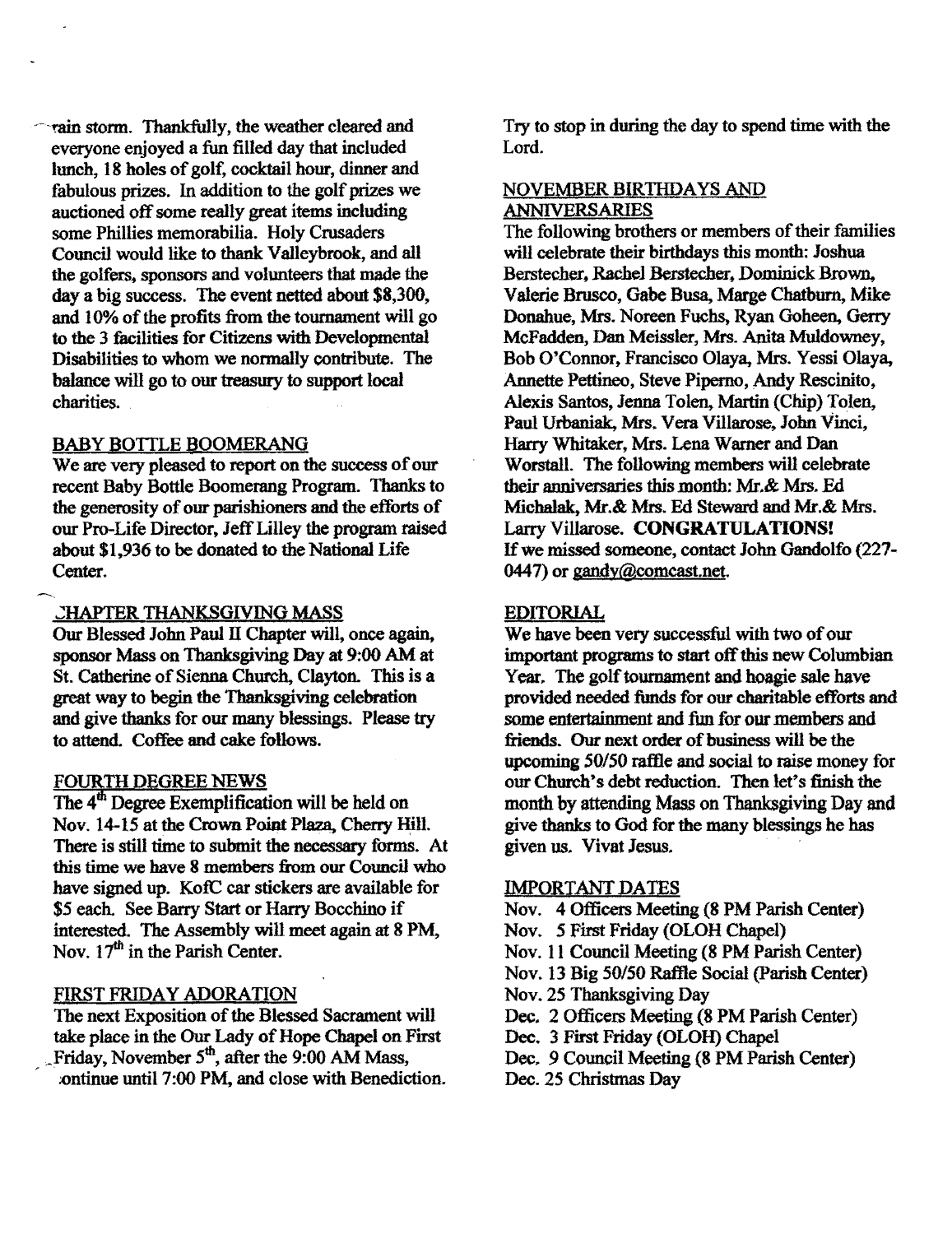rain storm. Thankfully, the weather cleared and everyone enjoyed a fun filled day that included lunch, 18 holes of golf, cocktail hour, dinner and fabulous prizes. In addition to the golf prizes we auctioned off some really great items including some Phillies memorabilia. Holy Crusaders Council would like to thank Valleybrook, and all the golfers, sponsors and volunteers that made the day a big success. The event netted about $8,300, and 10% of the profits from the tournament will go to the 3 facilities for Citizens with Developmental Disabilities to whom we normally contribute. The balance will go to our treasury to support local charities.

## BABY BOTTLE BOOMERANG

We are very pleased to report on the success of our recent Baby Bottle Boomerang Program. Thanks to the generosity of our parishioners and the efforts of our Pro-Life Director, Jeff Lilley the program raised about $1,936 to be donated to the National Life Center.

## CHAPTER THANKSGIVING MASS

Our Blessed John Paul II Chapter will, once again, sponsor Mass on Thanksgiving Day at 9:00 AM at St. Catherine of Sienna Church, Clayton. This is a great way to begin the Thanksgiving celebration and give thanks for our many blessings. Please try to attend. Coffee and cake follows.

## FOURTH DEGREE NEWS

The 4th Degree Exemplification will be held on Nov. 14-15 at the Crown Point Plaza, Cherry Hill. There is still time to submit the necessary forms. At this time we have 8 members from our Council who have signed up. KofC car stickers are available for $5 each. See Barry Start or Harry Bocchino if interested. The Assembly will meet again at 8 PM, Nov. 17th in the Parish Center.

## FIRST FRIDAY ADORATION

The next Exposition of the Blessed Sacrament will take place in the Our Lady of Hope Chapel on First Friday, November 5th, after the 9:00 AM Mass, continue until 7:00 PM, and close with Benediction. Try to stop in during the day to spend time with the Lord.

## NOVEMBER BIRTHDAYS AND ANNIVERSARIES

The following brothers or members of their families will celebrate their birthdays this month: Joshua Berstecher, Rachel Berstecher, Dominick Brown, Valerie Brusco, Gabe Busa, Marge Chatburn, Mike Donahue, Mrs. Noreen Fuchs, Ryan Goheen, Gerry McFadden, Dan Meissler, Mrs. Anita Muldowney, Bob O'Connor, Francisco Olaya, Mrs. Yessi Olaya, Annette Pettineo, Steve Piperno, Andy Rescinito, Alexis Santos, Jenna Tolen, Martin (Chip) Tolen, Paul Urbaniak, Mrs. Vera Villarose, John Vinci, Harry Whitaker, Mrs. Lena Warner and Dan Worstall. The following members will celebrate their anniversaries this month: Mr.& Mrs. Ed Michalak, Mr.& Mrs. Ed Steward and Mr.& Mrs. Larry Villarose. **CONGRATULATIONS!**
If we missed someone, contact John Gandolfo (227-0447) or gandy@comcast.net.

## EDITORIAL

We have been very successful with two of our important programs to start off this new Columbian Year. The golf tournament and hoagie sale have provided needed funds for our charitable efforts and some entertainment and fun for our members and friends. Our next order of business will be the upcoming 50/50 raffle and social to raise money for our Church's debt reduction. Then let's finish the month by attending Mass on Thanksgiving Day and give thanks to God for the many blessings he has given us. Vivat Jesus.

## IMPORTANT DATES

Nov. 4 Officers Meeting (8 PM Parish Center)
Nov. 5 First Friday (OLOH Chapel)
Nov. 11 Council Meeting (8 PM Parish Center)
Nov. 13 Big 50/50 Raffle Social (Parish Center)
Nov. 25 Thanksgiving Day
Dec. 2 Officers Meeting (8 PM Parish Center)
Dec. 3 First Friday (OLOH) Chapel
Dec. 9 Council Meeting (8 PM Parish Center)
Dec. 25 Christmas Day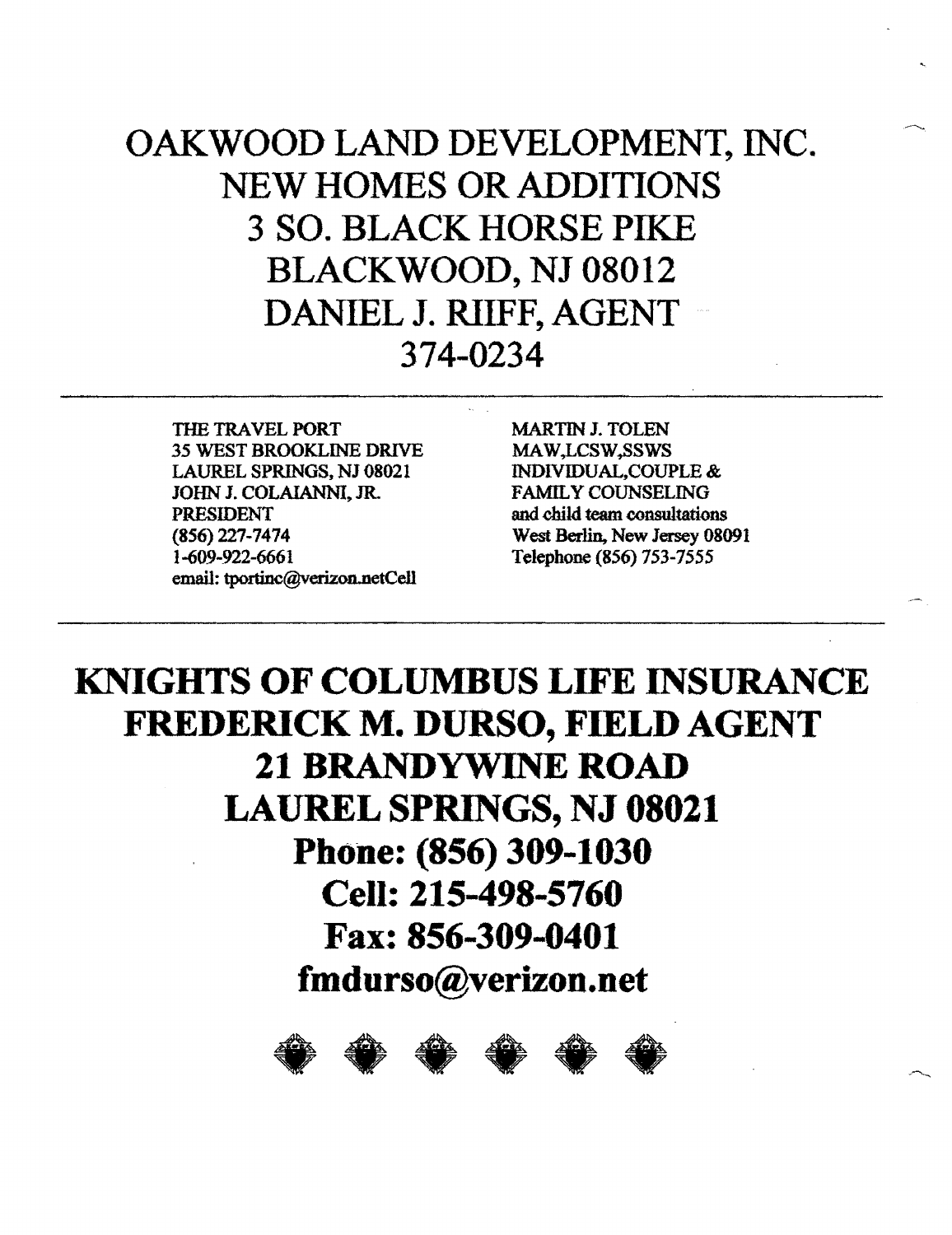OAKWOOD LAND DEVELOPMENT, INC.
NEW HOMES OR ADDITIONS
3 SO. BLACK HORSE PIKE
BLACKWOOD, NJ 08012
DANIEL J. RIIFF, AGENT
374-0234

---

THE TRAVEL PORT
35 WEST BROOKLINE DRIVE
LAUREL SPRINGS, NJ 08021
JOHN J. COLAIANNI, JR.
PRESIDENT
(856) 227-7474
1-609-922-6661
email: tportinc@verizon.netCell

MARTIN J. TOLEN
MAW,LCSW,SSWS
INDIVIDUAL,COUPLE &
FAMILY COUNSELING
and child team consultations
West Berlin, New Jersey 08091
Telephone (856) 753-7555

---

**KNIGHTS OF COLUMBUS LIFE INSURANCE**
**FREDERICK M. DURSO, FIELD AGENT**
**21 BRANDYWINE ROAD**
**LAUREL SPRINGS, NJ 08021**
**Phone: (856) 309-1030**
**Cell: 215-498-5760**
**Fax: 856-309-0401**
**fmdurso@verizon.net**